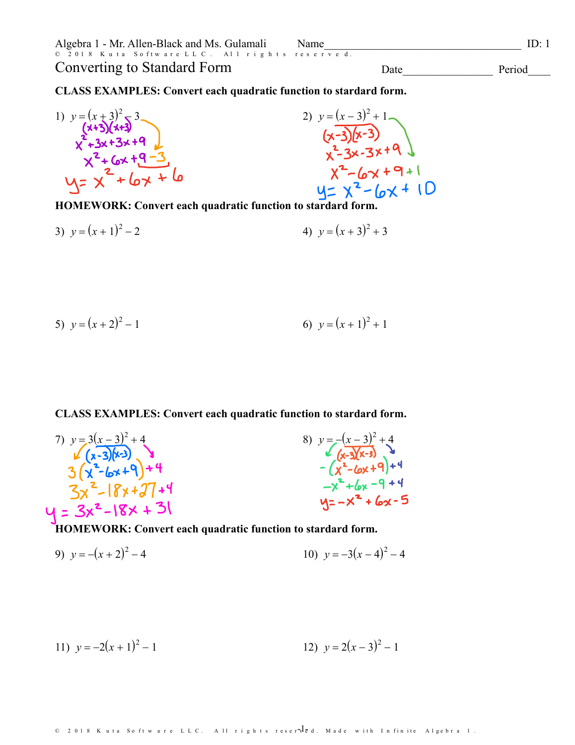Algebra 1 - Mr. Allen-Black and Ms. Gulamali  Name________________________________  ID: 1

# Converting to Standard Form

Date________________ Period____

**CLASS EXAMPLES: Convert each quadratic function to stardard form.**

1) $y = (x + 3)^2 - 3$

$(x+3)(x+3)$

$x^2 + 3x + 3x + 9$

$x^2 + 6x + 9 - 3$

$y = x^2 + 6x + 6$

2) $y = (x - 3)^2 + 1$

$(x-3)(x-3)$

$x^2 - 3x - 3x + 9$

$x^2 - 6x + 9 + 1$

$y = x^2 - 6x + 10$

**HOMEWORK: Convert each quadratic function to stardard form.**

3) $y = (x + 1)^2 - 2$

4) $y = (x + 3)^2 + 3$

5) $y = (x + 2)^2 - 1$

6) $y = (x + 1)^2 + 1$

**CLASS EXAMPLES: Convert each quadratic function to stardard form.**

7) $y = 3(x - 3)^2 + 4$

$(x-3)(x-3)$

$3(x^2 - 6x + 9) + 4$

$3x^2 - 18x + 27 + 4$

$y = 3x^2 - 18x + 31$

8) $y = -(x - 3)^2 + 4$

$(x-3)(x-3)$

$-(x^2 - 6x + 9) + 4$

$-x^2 + 6x - 9 + 4$

$y = -x^2 + 6x - 5$

**HOMEWORK: Convert each quadratic function to stardard form.**

9) $y = -(x + 2)^2 - 4$

10) $y = -3(x - 4)^2 - 4$

11) $y = -2(x + 1)^2 - 1$

12) $y = 2(x - 3)^2 - 1$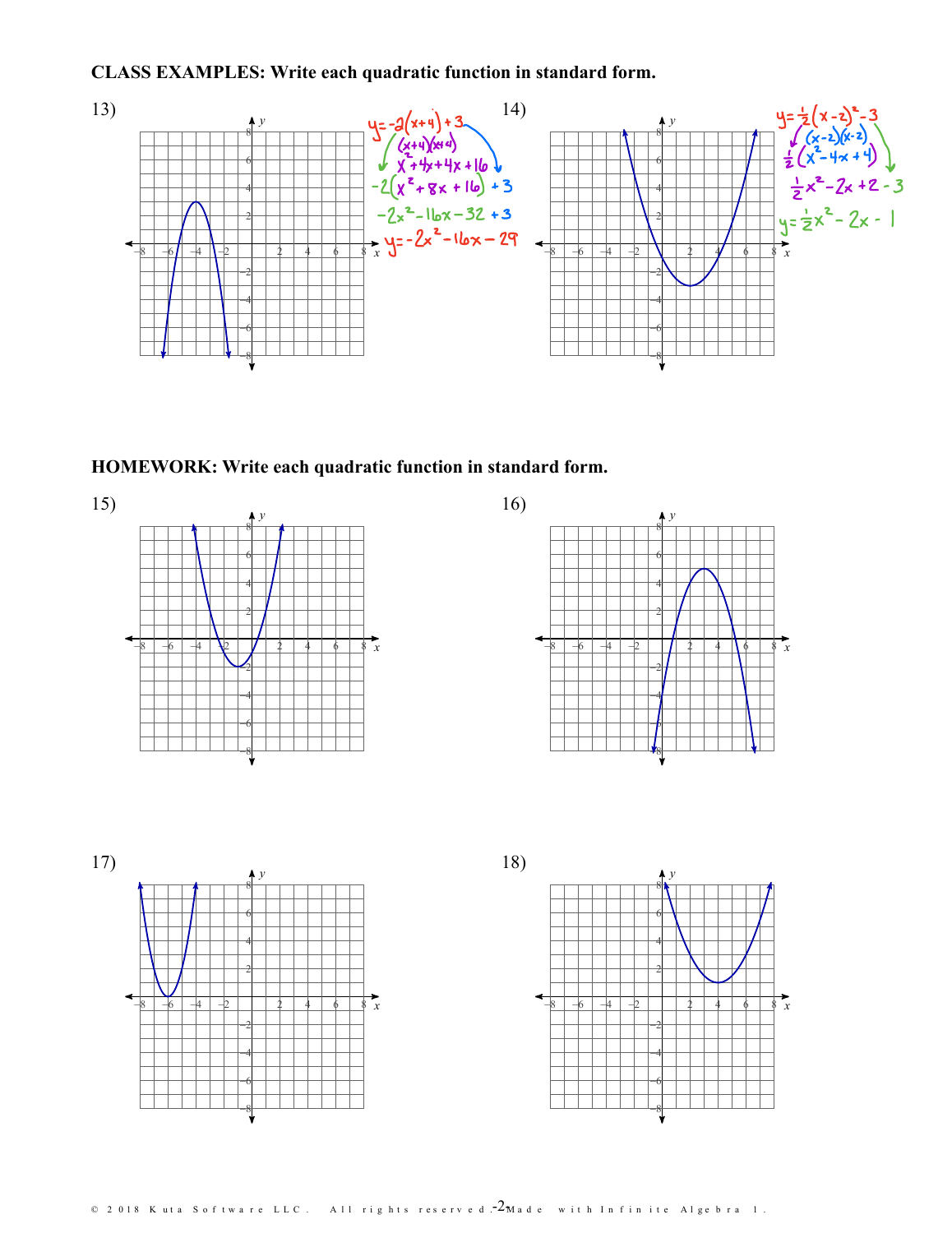**CLASS EXAMPLES: Write each quadratic function in standard form.**

13)

$y = -2(x+4)^2 + 3$

$(x+4)(x+4)$

$x^2 + 4x + 4x + 16$

$-2(x^2 + 8x + 16) + 3$

$-2x^2 - 16x - 32 + 3$

$y = -2x^2 - 16x - 29$

14)

$y = \frac{1}{2}(x-2)^2 - 3$

$(x-2)(x-2)$

$\frac{1}{2}(x^2 - 4x + 4)$

$\frac{1}{2}x^2 - 2x + 2 - 3$

$y = \frac{1}{2}x^2 - 2x - 1$

**HOMEWORK: Write each quadratic function in standard form.**

15)

16)

17)

18)